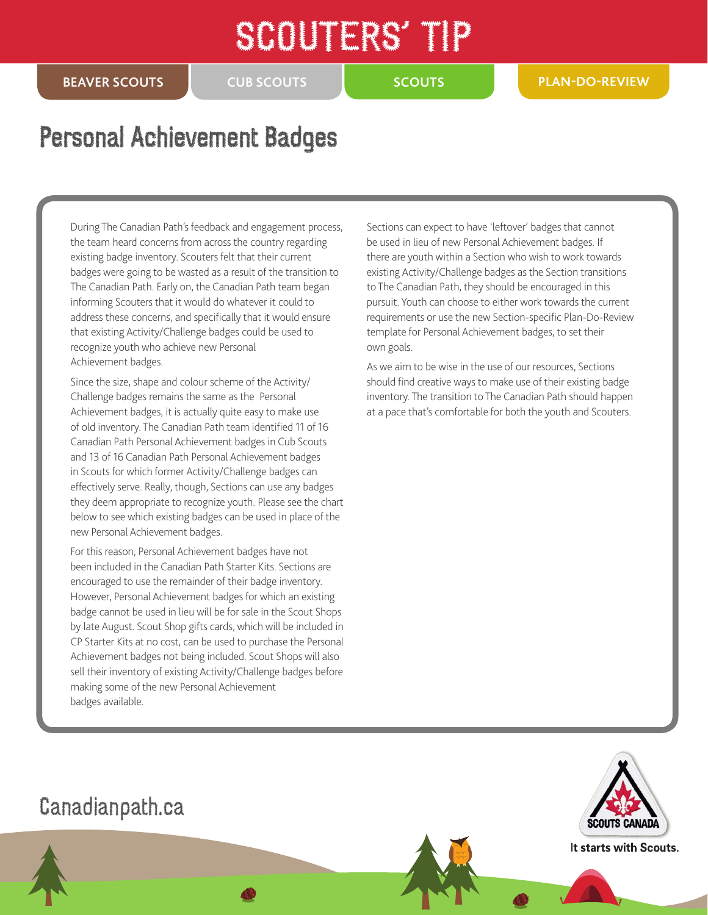# SCOUTERS' TIP

BEAVER SCOUTS | CUB SCOUTS | SCOUTS | PLAN-DO-REVIEW

## Personal Achievement Badges

During The Canadian Path's feedback and engagement process, the team heard concerns from across the country regarding existing badge inventory. Scouters felt that their current badges were going to be wasted as a result of the transition to The Canadian Path. Early on, the Canadian Path team began informing Scouters that it would do whatever it could to address these concerns, and specifically that it would ensure that existing Activity/Challenge badges could be used to recognize youth who achieve new Personal Achievement badges.

Since the size, shape and colour scheme of the Activity/Challenge badges remains the same as the Personal Achievement badges, it is actually quite easy to make use of old inventory. The Canadian Path team identified 11 of 16 Canadian Path Personal Achievement badges in Cub Scouts and 13 of 16 Canadian Path Personal Achievement badges in Scouts for which former Activity/Challenge badges can effectively serve. Really, though, Sections can use any badges they deem appropriate to recognize youth. Please see the chart below to see which existing badges can be used in place of the new Personal Achievement badges.

For this reason, Personal Achievement badges have not been included in the Canadian Path Starter Kits. Sections are encouraged to use the remainder of their badge inventory. However, Personal Achievement badges for which an existing badge cannot be used in lieu will be for sale in the Scout Shops by late August. Scout Shop gifts cards, which will be included in CP Starter Kits at no cost, can be used to purchase the Personal Achievement badges not being included. Scout Shops will also sell their inventory of existing Activity/Challenge badges before making some of the new Personal Achievement badges available.

Sections can expect to have 'leftover' badges that cannot be used in lieu of new Personal Achievement badges. If there are youth within a Section who wish to work towards existing Activity/Challenge badges as the Section transitions to The Canadian Path, they should be encouraged in this pursuit. Youth can choose to either work towards the current requirements or use the new Section-specific Plan-Do-Review template for Personal Achievement badges, to set their own goals.

As we aim to be wise in the use of our resources, Sections should find creative ways to make use of their existing badge inventory. The transition to The Canadian Path should happen at a pace that's comfortable for both the youth and Scouters.

Canadianpath.ca

SCOUTS CANADA

It starts with Scouts.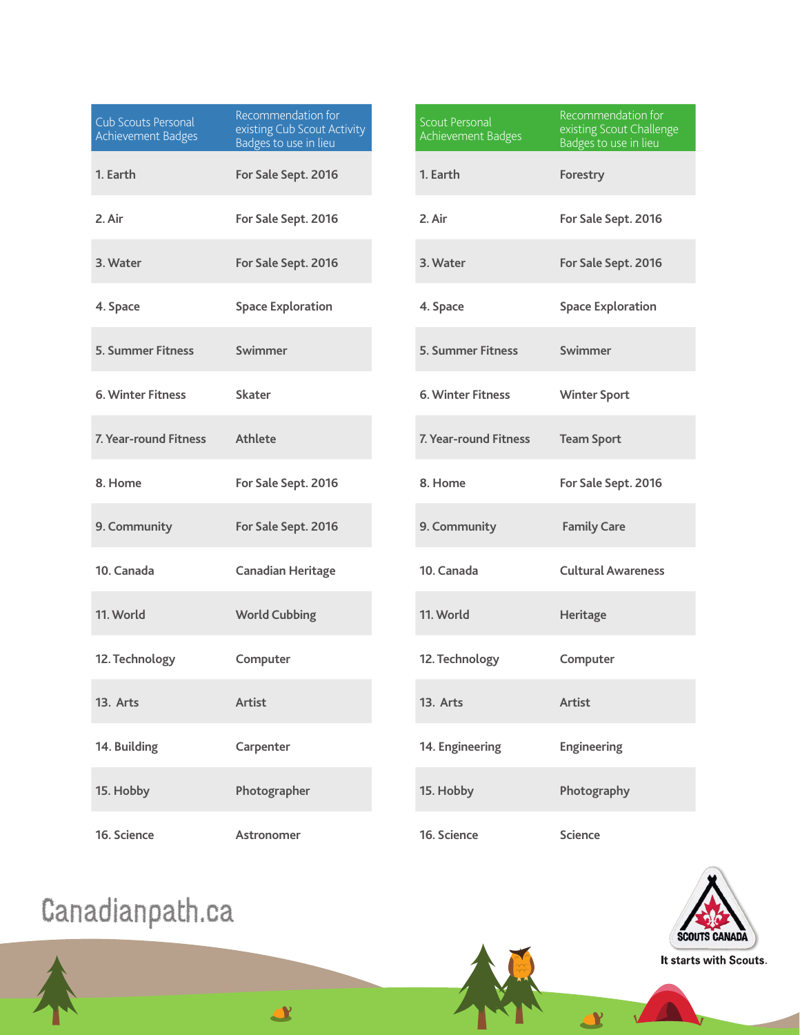| Cub Scouts Personal Achievement Badges | Recommendation for existing Cub Scout Activity Badges to use in lieu |
|---|---|
| 1. Earth | For Sale Sept. 2016 |
| 2. Air | For Sale Sept. 2016 |
| 3. Water | For Sale Sept. 2016 |
| 4. Space | Space Exploration |
| 5. Summer Fitness | Swimmer |
| 6. Winter Fitness | Skater |
| 7. Year-round Fitness | Athlete |
| 8. Home | For Sale Sept. 2016 |
| 9. Community | For Sale Sept. 2016 |
| 10. Canada | Canadian Heritage |
| 11. World | World Cubbing |
| 12. Technology | Computer |
| 13. Arts | Artist |
| 14. Building | Carpenter |
| 15. Hobby | Photographer |
| 16. Science | Astronomer |

| Scout Personal Achievement Badges | Recommendation for existing Scout Challenge Badges to use in lieu |
|---|---|
| 1. Earth | Forestry |
| 2. Air | For Sale Sept. 2016 |
| 3. Water | For Sale Sept. 2016 |
| 4. Space | Space Exploration |
| 5. Summer Fitness | Swimmer |
| 6. Winter Fitness | Winter Sport |
| 7. Year-round Fitness | Team Sport |
| 8. Home | For Sale Sept. 2016 |
| 9. Community | Family Care |
| 10. Canada | Cultural Awareness |
| 11. World | Heritage |
| 12. Technology | Computer |
| 13. Arts | Artist |
| 14. Engineering | Engineering |
| 15. Hobby | Photography |
| 16. Science | Science |

Canadianpath.ca

SCOUTS CANADA

It starts with Scouts.